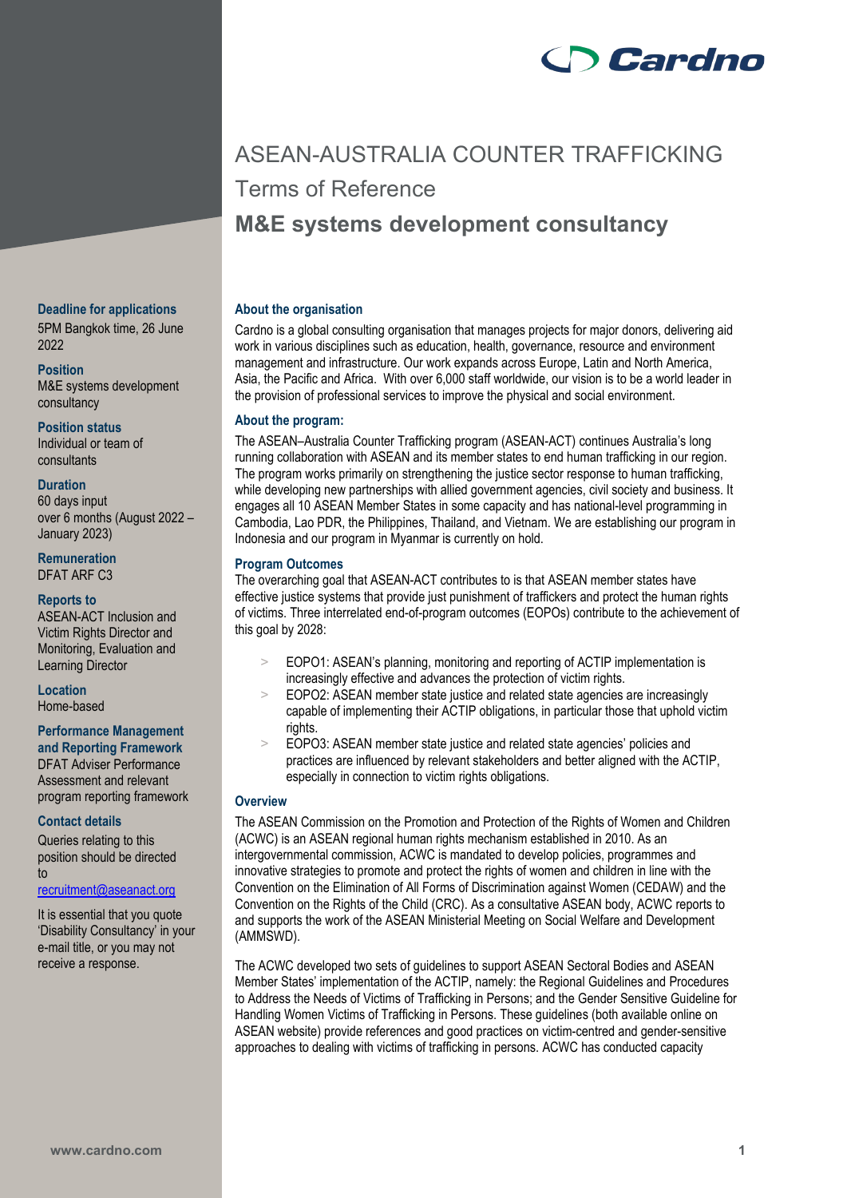# ASEAN-AUSTRALIA COUNTER TRAFFICKING

## Terms of Reference

## M&E systems development consultancy

**Deadline for applications**
5PM Bangkok time, 26 June 2022

**Position**
M&E systems development consultancy

**Position status**
Individual or team of consultants

**Duration**
60 days input
over 6 months (August 2022 – January 2023)

**Remuneration**
DFAT ARF C3

**Reports to**
ASEAN-ACT Inclusion and Victim Rights Director and Monitoring, Evaluation and Learning Director

**Location**
Home-based

**Performance Management and Reporting Framework**
DFAT Adviser Performance Assessment and relevant program reporting framework

**Contact details**
Queries relating to this position should be directed to
recruitment@aseanact.org

It is essential that you quote 'Disability Consultancy' in your e-mail title, or you may not receive a response.

### About the organisation

Cardno is a global consulting organisation that manages projects for major donors, delivering aid work in various disciplines such as education, health, governance, resource and environment management and infrastructure. Our work expands across Europe, Latin and North America, Asia, the Pacific and Africa. With over 6,000 staff worldwide, our vision is to be a world leader in the provision of professional services to improve the physical and social environment.

### About the program:

The ASEAN–Australia Counter Trafficking program (ASEAN-ACT) continues Australia's long running collaboration with ASEAN and its member states to end human trafficking in our region. The program works primarily on strengthening the justice sector response to human trafficking, while developing new partnerships with allied government agencies, civil society and business. It engages all 10 ASEAN Member States in some capacity and has national-level programming in Cambodia, Lao PDR, the Philippines, Thailand, and Vietnam. We are establishing our program in Indonesia and our program in Myanmar is currently on hold.

### Program Outcomes

The overarching goal that ASEAN-ACT contributes to is that ASEAN member states have effective justice systems that provide just punishment of traffickers and protect the human rights of victims. Three interrelated end-of-program outcomes (EOPOs) contribute to the achievement of this goal by 2028:

- EOPO1: ASEAN's planning, monitoring and reporting of ACTIP implementation is increasingly effective and advances the protection of victim rights.
- EOPO2: ASEAN member state justice and related state agencies are increasingly capable of implementing their ACTIP obligations, in particular those that uphold victim rights.
- EOPO3: ASEAN member state justice and related state agencies' policies and practices are influenced by relevant stakeholders and better aligned with the ACTIP, especially in connection to victim rights obligations.

### Overview

The ASEAN Commission on the Promotion and Protection of the Rights of Women and Children (ACWC) is an ASEAN regional human rights mechanism established in 2010. As an intergovernmental commission, ACWC is mandated to develop policies, programmes and innovative strategies to promote and protect the rights of women and children in line with the Convention on the Elimination of All Forms of Discrimination against Women (CEDAW) and the Convention on the Rights of the Child (CRC). As a consultative ASEAN body, ACWC reports to and supports the work of the ASEAN Ministerial Meeting on Social Welfare and Development (AMMSWD).

The ACWC developed two sets of guidelines to support ASEAN Sectoral Bodies and ASEAN Member States' implementation of the ACTIP, namely: the Regional Guidelines and Procedures to Address the Needs of Victims of Trafficking in Persons; and the Gender Sensitive Guideline for Handling Women Victims of Trafficking in Persons. These guidelines (both available online on ASEAN website) provide references and good practices on victim-centred and gender-sensitive approaches to dealing with victims of trafficking in persons. ACWC has conducted capacity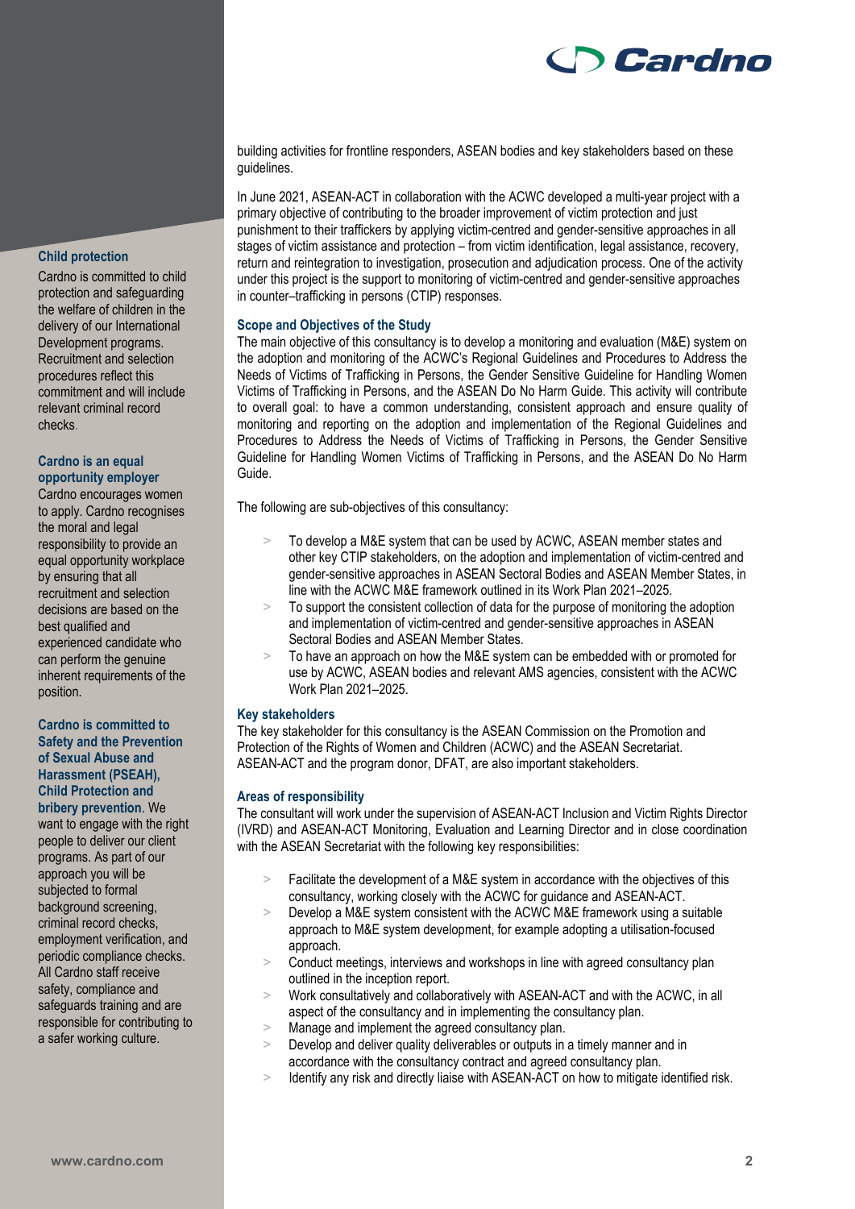building activities for frontline responders, ASEAN bodies and key stakeholders based on these guidelines.

In June 2021, ASEAN-ACT in collaboration with the ACWC developed a multi-year project with a primary objective of contributing to the broader improvement of victim protection and just punishment to their traffickers by applying victim-centred and gender-sensitive approaches in all stages of victim assistance and protection – from victim identification, legal assistance, recovery, return and reintegration to investigation, prosecution and adjudication process. One of the activity under this project is the support to monitoring of victim-centred and gender-sensitive approaches in counter–trafficking in persons (CTIP) responses.

### Scope and Objectives of the Study

The main objective of this consultancy is to develop a monitoring and evaluation (M&E) system on the adoption and monitoring of the ACWC's Regional Guidelines and Procedures to Address the Needs of Victims of Trafficking in Persons, the Gender Sensitive Guideline for Handling Women Victims of Trafficking in Persons, and the ASEAN Do No Harm Guide. This activity will contribute to overall goal: to have a common understanding, consistent approach and ensure quality of monitoring and reporting on the adoption and implementation of the Regional Guidelines and Procedures to Address the Needs of Victims of Trafficking in Persons, the Gender Sensitive Guideline for Handling Women Victims of Trafficking in Persons, and the ASEAN Do No Harm Guide.

The following are sub-objectives of this consultancy:

- To develop a M&E system that can be used by ACWC, ASEAN member states and other key CTIP stakeholders, on the adoption and implementation of victim-centred and gender-sensitive approaches in ASEAN Sectoral Bodies and ASEAN Member States, in line with the ACWC M&E framework outlined in its Work Plan 2021–2025.
- To support the consistent collection of data for the purpose of monitoring the adoption and implementation of victim-centred and gender-sensitive approaches in ASEAN Sectoral Bodies and ASEAN Member States.
- To have an approach on how the M&E system can be embedded with or promoted for use by ACWC, ASEAN bodies and relevant AMS agencies, consistent with the ACWC Work Plan 2021–2025.

### Key stakeholders

The key stakeholder for this consultancy is the ASEAN Commission on the Promotion and Protection of the Rights of Women and Children (ACWC) and the ASEAN Secretariat. ASEAN-ACT and the program donor, DFAT, are also important stakeholders.

### Areas of responsibility

The consultant will work under the supervision of ASEAN-ACT Inclusion and Victim Rights Director (IVRD) and ASEAN-ACT Monitoring, Evaluation and Learning Director and in close coordination with the ASEAN Secretariat with the following key responsibilities:

- Facilitate the development of a M&E system in accordance with the objectives of this consultancy, working closely with the ACWC for guidance and ASEAN-ACT.
- Develop a M&E system consistent with the ACWC M&E framework using a suitable approach to M&E system development, for example adopting a utilisation-focused approach.
- Conduct meetings, interviews and workshops in line with agreed consultancy plan outlined in the inception report.
- Work consultatively and collaboratively with ASEAN-ACT and with the ACWC, in all aspect of the consultancy and in implementing the consultancy plan.
- Manage and implement the agreed consultancy plan.
- Develop and deliver quality deliverables or outputs in a timely manner and in accordance with the consultancy contract and agreed consultancy plan.
- Identify any risk and directly liaise with ASEAN-ACT on how to mitigate identified risk.

**Child protection**

Cardno is committed to child protection and safeguarding the welfare of children in the delivery of our International Development programs. Recruitment and selection procedures reflect this commitment and will include relevant criminal record checks.

**Cardno is an equal opportunity employer**

Cardno encourages women to apply. Cardno recognises the moral and legal responsibility to provide an equal opportunity workplace by ensuring that all recruitment and selection decisions are based on the best qualified and experienced candidate who can perform the genuine inherent requirements of the position.

**Cardno is committed to Safety and the Prevention of Sexual Abuse and Harassment (PSEAH), Child Protection and bribery prevention**. We want to engage with the right people to deliver our client programs. As part of our approach you will be subjected to formal background screening, criminal record checks, employment verification, and periodic compliance checks. All Cardno staff receive safety, compliance and safeguards training and are responsible for contributing to a safer working culture.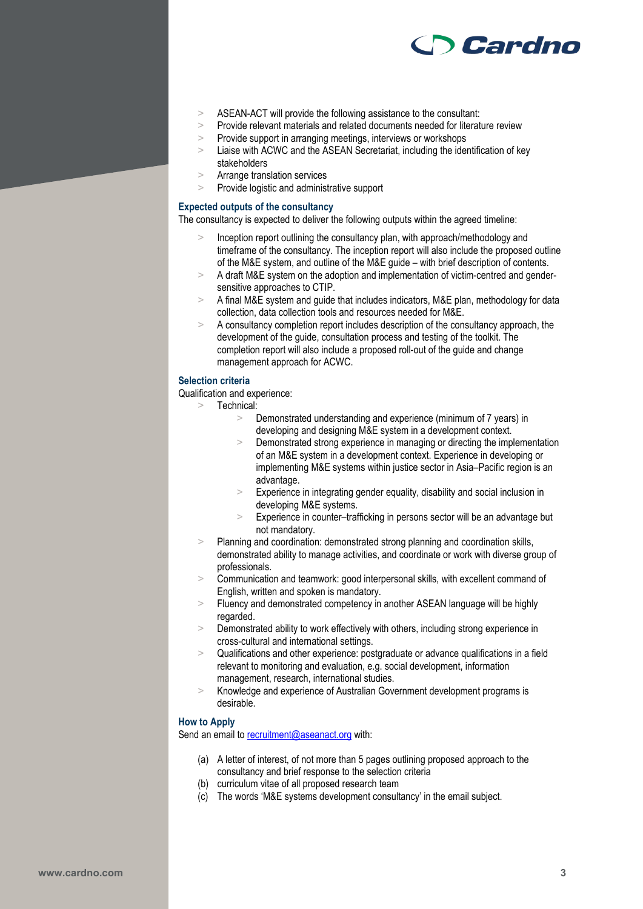- ASEAN-ACT will provide the following assistance to the consultant:
- Provide relevant materials and related documents needed for literature review
- Provide support in arranging meetings, interviews or workshops
- Liaise with ACWC and the ASEAN Secretariat, including the identification of key stakeholders
- Arrange translation services
- Provide logistic and administrative support

### Expected outputs of the consultancy

The consultancy is expected to deliver the following outputs within the agreed timeline:

- Inception report outlining the consultancy plan, with approach/methodology and timeframe of the consultancy. The inception report will also include the proposed outline of the M&E system, and outline of the M&E guide – with brief description of contents.
- A draft M&E system on the adoption and implementation of victim-centred and gender-sensitive approaches to CTIP.
- A final M&E system and guide that includes indicators, M&E plan, methodology for data collection, data collection tools and resources needed for M&E.
- A consultancy completion report includes description of the consultancy approach, the development of the guide, consultation process and testing of the toolkit. The completion report will also include a proposed roll-out of the guide and change management approach for ACWC.

### Selection criteria

Qualification and experience:

- Technical:
  - Demonstrated understanding and experience (minimum of 7 years) in developing and designing M&E system in a development context.
  - Demonstrated strong experience in managing or directing the implementation of an M&E system in a development context. Experience in developing or implementing M&E systems within justice sector in Asia–Pacific region is an advantage.
  - Experience in integrating gender equality, disability and social inclusion in developing M&E systems.
  - Experience in counter–trafficking in persons sector will be an advantage but not mandatory.
- Planning and coordination: demonstrated strong planning and coordination skills, demonstrated ability to manage activities, and coordinate or work with diverse group of professionals.
- Communication and teamwork: good interpersonal skills, with excellent command of English, written and spoken is mandatory.
- Fluency and demonstrated competency in another ASEAN language will be highly regarded.
- Demonstrated ability to work effectively with others, including strong experience in cross-cultural and international settings.
- Qualifications and other experience: postgraduate or advance qualifications in a field relevant to monitoring and evaluation, e.g. social development, information management, research, international studies.
- Knowledge and experience of Australian Government development programs is desirable.

### How to Apply

Send an email to recruitment@aseanact.org with:

(a) A letter of interest, of not more than 5 pages outlining proposed approach to the consultancy and brief response to the selection criteria
(b) curriculum vitae of all proposed research team
(c) The words 'M&E systems development consultancy' in the email subject.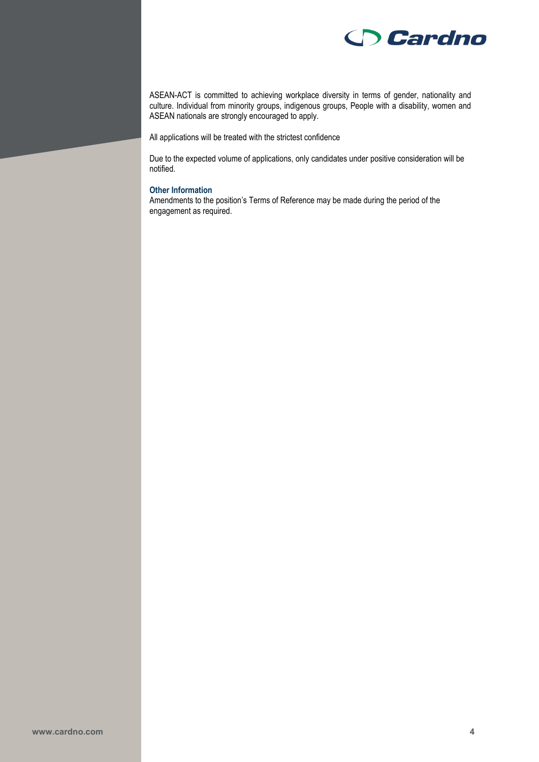ASEAN-ACT is committed to achieving workplace diversity in terms of gender, nationality and culture. Individual from minority groups, indigenous groups, People with a disability, women and ASEAN nationals are strongly encouraged to apply.

All applications will be treated with the strictest confidence

Due to the expected volume of applications, only candidates under positive consideration will be notified.

### Other Information

Amendments to the position's Terms of Reference may be made during the period of the engagement as required.